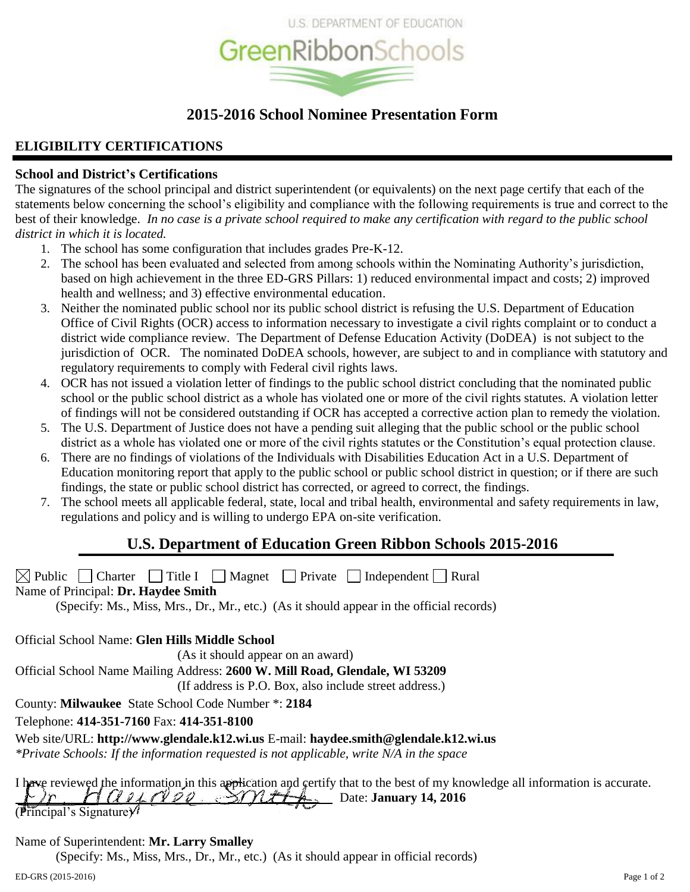U.S. DEPARTMENT OF EDUCATION

GreenRibbonSchools

# 2015-2016 School Nominee Presentation Form

## ELIGIBILITY CERTIFICATIONS

### School and District's Certifications

The signatures of the school principal and district superintendent (or equivalents) on the next page certify that each of the statements below concerning the school's eligibility and compliance with the following requirements is true and correct to the best of their knowledge. *In no case is a private school required to make any certification with regard to the public school district in which it is located.*

1. The school has some configuration that includes grades Pre-K-12.
2. The school has been evaluated and selected from among schools within the Nominating Authority's jurisdiction, based on high achievement in the three ED-GRS Pillars: 1) reduced environmental impact and costs; 2) improved health and wellness; and 3) effective environmental education.
3. Neither the nominated public school nor its public school district is refusing the U.S. Department of Education Office of Civil Rights (OCR) access to information necessary to investigate a civil rights complaint or to conduct a district wide compliance review. The Department of Defense Education Activity (DoDEA) is not subject to the jurisdiction of OCR. The nominated DoDEA schools, however, are subject to and in compliance with statutory and regulatory requirements to comply with Federal civil rights laws.
4. OCR has not issued a violation letter of findings to the public school district concluding that the nominated public school or the public school district as a whole has violated one or more of the civil rights statutes. A violation letter of findings will not be considered outstanding if OCR has accepted a corrective action plan to remedy the violation.
5. The U.S. Department of Justice does not have a pending suit alleging that the public school or the public school district as a whole has violated one or more of the civil rights statutes or the Constitution's equal protection clause.
6. There are no findings of violations of the Individuals with Disabilities Education Act in a U.S. Department of Education monitoring report that apply to the public school or public school district in question; or if there are such findings, the state or public school district has corrected, or agreed to correct, the findings.
7. The school meets all applicable federal, state, local and tribal health, environmental and safety requirements in law, regulations and policy and is willing to undergo EPA on-site verification.

## U.S. Department of Education Green Ribbon Schools 2015-2016

☒ Public ☐ Charter ☐ Title I ☐ Magnet ☐ Private ☐ Independent ☐ Rural

Name of Principal: **Dr. Haydee Smith**
(Specify: Ms., Miss, Mrs., Dr., Mr., etc.) (As it should appear in the official records)

Official School Name: **Glen Hills Middle School**
(As it should appear on an award)

Official School Name Mailing Address: **2600 W. Mill Road, Glendale, WI 53209**
(If address is P.O. Box, also include street address.)

County: **Milwaukee** State School Code Number *: **2184**

Telephone: **414-351-7160** Fax: **414-351-8100**

Web site/URL: **http://www.glendale.k12.wi.us** E-mail: **haydee.smith@glendale.k12.wi.us**

*\*Private Schools: If the information requested is not applicable, write N/A in the space*

I have reviewed the information in this application and certify that to the best of my knowledge all information is accurate.

Dr. Haydee Smith Date: **January 14, 2016**
(Principal's Signature)

Name of Superintendent: **Mr. Larry Smalley**
(Specify: Ms., Miss, Mrs., Dr., Mr., etc.) (As it should appear in official records)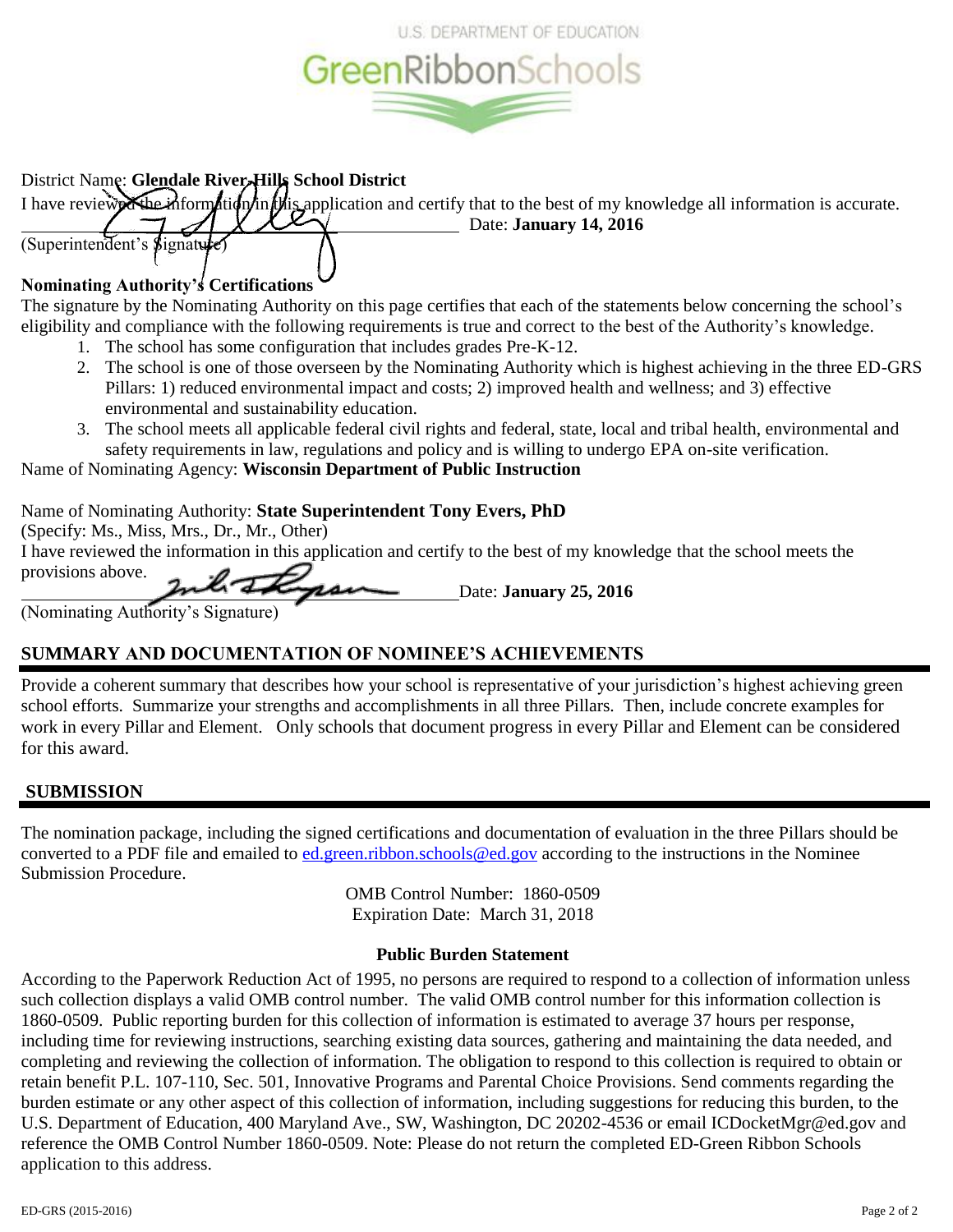U.S. DEPARTMENT OF EDUCATION

GreenRibbonSchools

District Name: **Glendale River Hills School District**

I have reviewed the information in this application and certify that to the best of my knowledge all information is accurate.

_______________________________________________ Date: **January 14, 2016**

(Superintendent's Signature)

**Nominating Authority's Certifications**

The signature by the Nominating Authority on this page certifies that each of the statements below concerning the school's eligibility and compliance with the following requirements is true and correct to the best of the Authority's knowledge.

1. The school has some configuration that includes grades Pre-K-12.
2. The school is one of those overseen by the Nominating Authority which is highest achieving in the three ED-GRS Pillars: 1) reduced environmental impact and costs; 2) improved health and wellness; and 3) effective environmental and sustainability education.
3. The school meets all applicable federal civil rights and federal, state, local and tribal health, environmental and safety requirements in law, regulations and policy and is willing to undergo EPA on-site verification.

Name of Nominating Agency: **Wisconsin Department of Public Instruction**

Name of Nominating Authority: **State Superintendent Tony Evers, PhD**

(Specify: Ms., Miss, Mrs., Dr., Mr., Other)

I have reviewed the information in this application and certify to the best of my knowledge that the school meets the provisions above.

_______________________________________________ Date: **January 25, 2016**

(Nominating Authority's Signature)

## SUMMARY AND DOCUMENTATION OF NOMINEE'S ACHIEVEMENTS

Provide a coherent summary that describes how your school is representative of your jurisdiction's highest achieving green school efforts. Summarize your strengths and accomplishments in all three Pillars. Then, include concrete examples for work in every Pillar and Element. Only schools that document progress in every Pillar and Element can be considered for this award.

## SUBMISSION

The nomination package, including the signed certifications and documentation of evaluation in the three Pillars should be converted to a PDF file and emailed to ed.green.ribbon.schools@ed.gov according to the instructions in the Nominee Submission Procedure.

OMB Control Number: 1860-0509
Expiration Date: March 31, 2018

**Public Burden Statement**

According to the Paperwork Reduction Act of 1995, no persons are required to respond to a collection of information unless such collection displays a valid OMB control number. The valid OMB control number for this information collection is 1860-0509. Public reporting burden for this collection of information is estimated to average 37 hours per response, including time for reviewing instructions, searching existing data sources, gathering and maintaining the data needed, and completing and reviewing the collection of information. The obligation to respond to this collection is required to obtain or retain benefit P.L. 107-110, Sec. 501, Innovative Programs and Parental Choice Provisions. Send comments regarding the burden estimate or any other aspect of this collection of information, including suggestions for reducing this burden, to the U.S. Department of Education, 400 Maryland Ave., SW, Washington, DC 20202-4536 or email ICDocketMgr@ed.gov and reference the OMB Control Number 1860-0509. Note: Please do not return the completed ED-Green Ribbon Schools application to this address.

ED-GRS (2015-2016)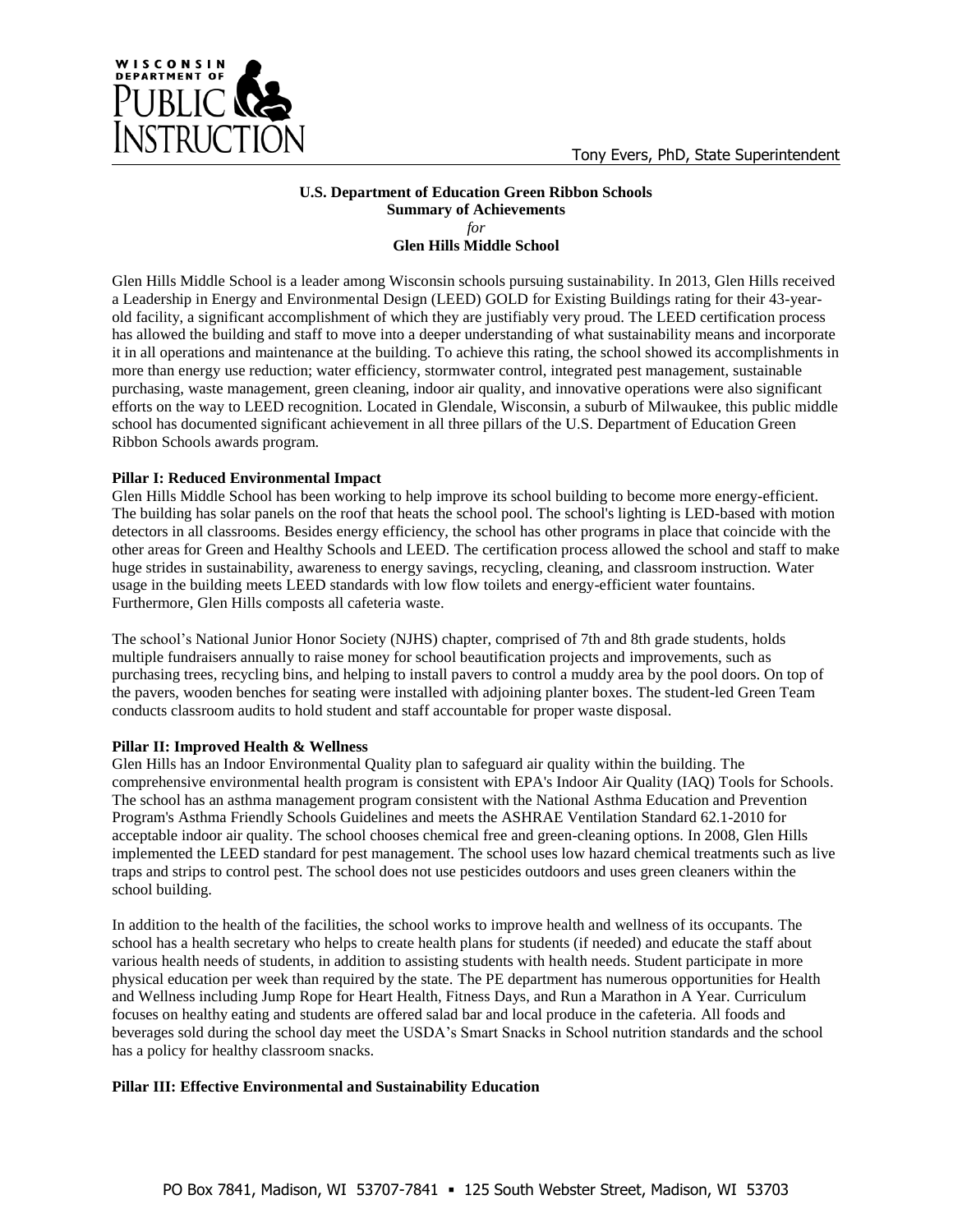**U.S. Department of Education Green Ribbon Schools**
**Summary of Achievements**
*for*
**Glen Hills Middle School**

Glen Hills Middle School is a leader among Wisconsin schools pursuing sustainability. In 2013, Glen Hills received a Leadership in Energy and Environmental Design (LEED) GOLD for Existing Buildings rating for their 43-year-old facility, a significant accomplishment of which they are justifiably very proud. The LEED certification process has allowed the building and staff to move into a deeper understanding of what sustainability means and incorporate it in all operations and maintenance at the building. To achieve this rating, the school showed its accomplishments in more than energy use reduction; water efficiency, stormwater control, integrated pest management, sustainable purchasing, waste management, green cleaning, indoor air quality, and innovative operations were also significant efforts on the way to LEED recognition. Located in Glendale, Wisconsin, a suburb of Milwaukee, this public middle school has documented significant achievement in all three pillars of the U.S. Department of Education Green Ribbon Schools awards program.

**Pillar I: Reduced Environmental Impact**

Glen Hills Middle School has been working to help improve its school building to become more energy-efficient. The building has solar panels on the roof that heats the school pool. The school's lighting is LED-based with motion detectors in all classrooms. Besides energy efficiency, the school has other programs in place that coincide with the other areas for Green and Healthy Schools and LEED. The certification process allowed the school and staff to make huge strides in sustainability, awareness to energy savings, recycling, cleaning, and classroom instruction. Water usage in the building meets LEED standards with low flow toilets and energy-efficient water fountains. Furthermore, Glen Hills composts all cafeteria waste.

The school's National Junior Honor Society (NJHS) chapter, comprised of 7th and 8th grade students, holds multiple fundraisers annually to raise money for school beautification projects and improvements, such as purchasing trees, recycling bins, and helping to install pavers to control a muddy area by the pool doors. On top of the pavers, wooden benches for seating were installed with adjoining planter boxes. The student-led Green Team conducts classroom audits to hold student and staff accountable for proper waste disposal.

**Pillar II: Improved Health & Wellness**

Glen Hills has an Indoor Environmental Quality plan to safeguard air quality within the building. The comprehensive environmental health program is consistent with EPA's Indoor Air Quality (IAQ) Tools for Schools. The school has an asthma management program consistent with the National Asthma Education and Prevention Program's Asthma Friendly Schools Guidelines and meets the ASHRAE Ventilation Standard 62.1-2010 for acceptable indoor air quality. The school chooses chemical free and green-cleaning options. In 2008, Glen Hills implemented the LEED standard for pest management. The school uses low hazard chemical treatments such as live traps and strips to control pest. The school does not use pesticides outdoors and uses green cleaners within the school building.

In addition to the health of the facilities, the school works to improve health and wellness of its occupants. The school has a health secretary who helps to create health plans for students (if needed) and educate the staff about various health needs of students, in addition to assisting students with health needs. Student participate in more physical education per week than required by the state. The PE department has numerous opportunities for Health and Wellness including Jump Rope for Heart Health, Fitness Days, and Run a Marathon in A Year. Curriculum focuses on healthy eating and students are offered salad bar and local produce in the cafeteria. All foods and beverages sold during the school day meet the USDA's Smart Snacks in School nutrition standards and the school has a policy for healthy classroom snacks.

**Pillar III: Effective Environmental and Sustainability Education**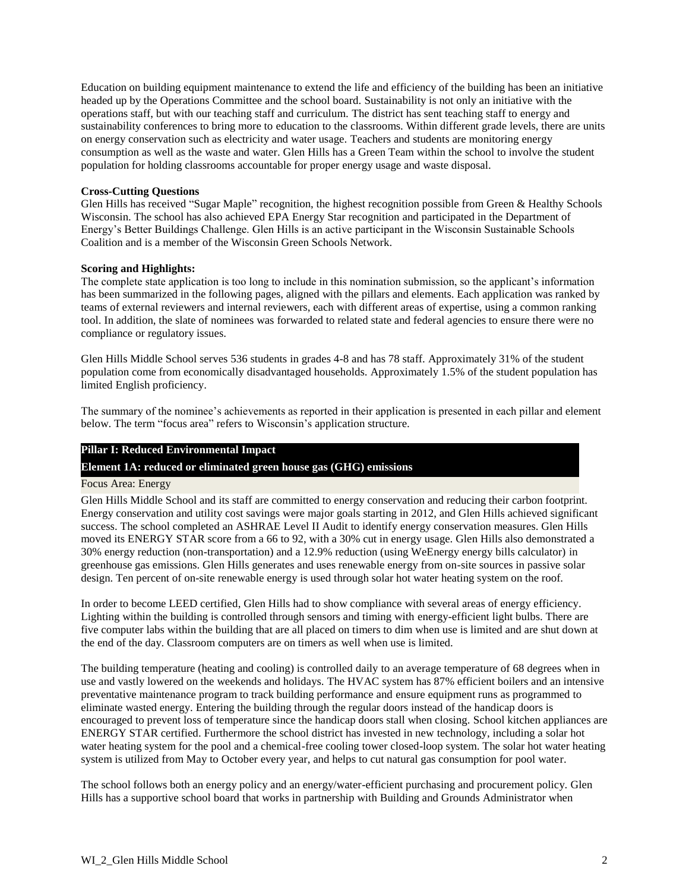Education on building equipment maintenance to extend the life and efficiency of the building has been an initiative headed up by the Operations Committee and the school board. Sustainability is not only an initiative with the operations staff, but with our teaching staff and curriculum. The district has sent teaching staff to energy and sustainability conferences to bring more to education to the classrooms. Within different grade levels, there are units on energy conservation such as electricity and water usage. Teachers and students are monitoring energy consumption as well as the waste and water. Glen Hills has a Green Team within the school to involve the student population for holding classrooms accountable for proper energy usage and waste disposal.

**Cross-Cutting Questions**

Glen Hills has received "Sugar Maple" recognition, the highest recognition possible from Green & Healthy Schools Wisconsin. The school has also achieved EPA Energy Star recognition and participated in the Department of Energy's Better Buildings Challenge. Glen Hills is an active participant in the Wisconsin Sustainable Schools Coalition and is a member of the Wisconsin Green Schools Network.

**Scoring and Highlights:**

The complete state application is too long to include in this nomination submission, so the applicant's information has been summarized in the following pages, aligned with the pillars and elements. Each application was ranked by teams of external reviewers and internal reviewers, each with different areas of expertise, using a common ranking tool. In addition, the slate of nominees was forwarded to related state and federal agencies to ensure there were no compliance or regulatory issues.

Glen Hills Middle School serves 536 students in grades 4-8 and has 78 staff. Approximately 31% of the student population come from economically disadvantaged households. Approximately 1.5% of the student population has limited English proficiency.

The summary of the nominee's achievements as reported in their application is presented in each pillar and element below. The term "focus area" refers to Wisconsin's application structure.

## Pillar I: Reduced Environmental Impact

### Element 1A: reduced or eliminated green house gas (GHG) emissions

Focus Area: Energy

Glen Hills Middle School and its staff are committed to energy conservation and reducing their carbon footprint. Energy conservation and utility cost savings were major goals starting in 2012, and Glen Hills achieved significant success. The school completed an ASHRAE Level II Audit to identify energy conservation measures. Glen Hills moved its ENERGY STAR score from a 66 to 92, with a 30% cut in energy usage. Glen Hills also demonstrated a 30% energy reduction (non-transportation) and a 12.9% reduction (using WeEnergy energy bills calculator) in greenhouse gas emissions. Glen Hills generates and uses renewable energy from on-site sources in passive solar design. Ten percent of on-site renewable energy is used through solar hot water heating system on the roof.

In order to become LEED certified, Glen Hills had to show compliance with several areas of energy efficiency. Lighting within the building is controlled through sensors and timing with energy-efficient light bulbs. There are five computer labs within the building that are all placed on timers to dim when use is limited and are shut down at the end of the day. Classroom computers are on timers as well when use is limited.

The building temperature (heating and cooling) is controlled daily to an average temperature of 68 degrees when in use and vastly lowered on the weekends and holidays. The HVAC system has 87% efficient boilers and an intensive preventative maintenance program to track building performance and ensure equipment runs as programmed to eliminate wasted energy. Entering the building through the regular doors instead of the handicap doors is encouraged to prevent loss of temperature since the handicap doors stall when closing. School kitchen appliances are ENERGY STAR certified. Furthermore the school district has invested in new technology, including a solar hot water heating system for the pool and a chemical-free cooling tower closed-loop system. The solar hot water heating system is utilized from May to October every year, and helps to cut natural gas consumption for pool water.

The school follows both an energy policy and an energy/water-efficient purchasing and procurement policy. Glen Hills has a supportive school board that works in partnership with Building and Grounds Administrator when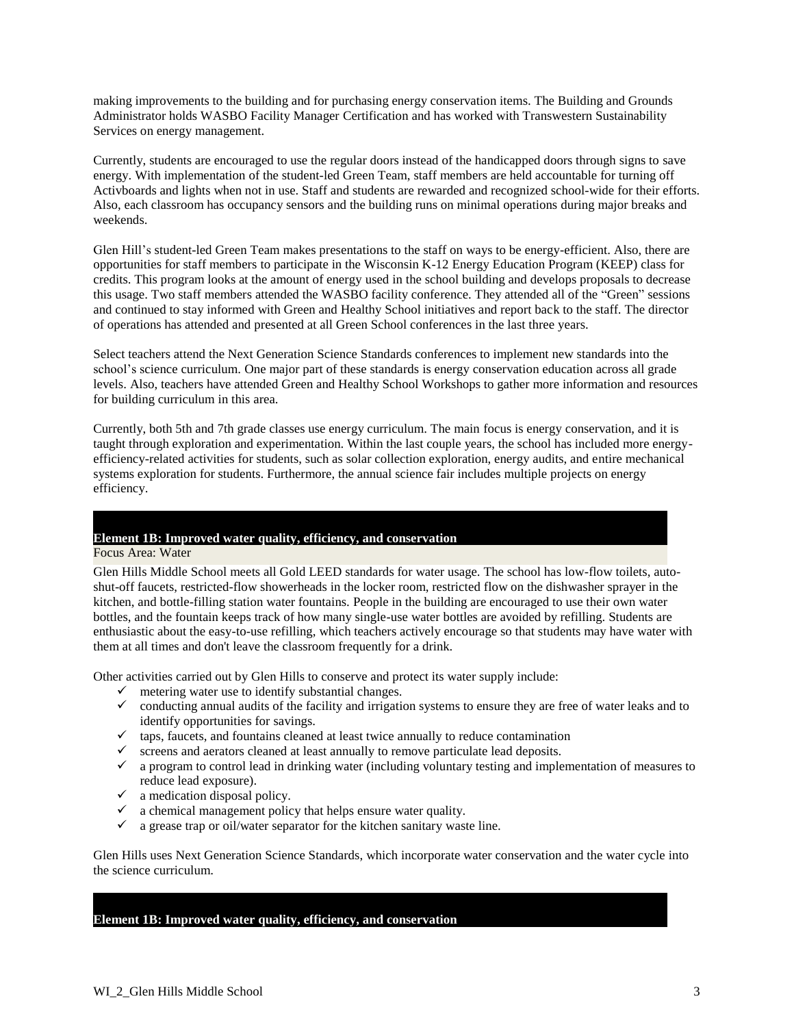making improvements to the building and for purchasing energy conservation items. The Building and Grounds Administrator holds WASBO Facility Manager Certification and has worked with Transwestern Sustainability Services on energy management.

Currently, students are encouraged to use the regular doors instead of the handicapped doors through signs to save energy. With implementation of the student-led Green Team, staff members are held accountable for turning off Activboards and lights when not in use. Staff and students are rewarded and recognized school-wide for their efforts. Also, each classroom has occupancy sensors and the building runs on minimal operations during major breaks and weekends.

Glen Hill's student-led Green Team makes presentations to the staff on ways to be energy-efficient. Also, there are opportunities for staff members to participate in the Wisconsin K-12 Energy Education Program (KEEP) class for credits. This program looks at the amount of energy used in the school building and develops proposals to decrease this usage. Two staff members attended the WASBO facility conference. They attended all of the "Green" sessions and continued to stay informed with Green and Healthy School initiatives and report back to the staff. The director of operations has attended and presented at all Green School conferences in the last three years.

Select teachers attend the Next Generation Science Standards conferences to implement new standards into the school's science curriculum. One major part of these standards is energy conservation education across all grade levels. Also, teachers have attended Green and Healthy School Workshops to gather more information and resources for building curriculum in this area.

Currently, both 5th and 7th grade classes use energy curriculum. The main focus is energy conservation, and it is taught through exploration and experimentation. Within the last couple years, the school has included more energy-efficiency-related activities for students, such as solar collection exploration, energy audits, and entire mechanical systems exploration for students. Furthermore, the annual science fair includes multiple projects on energy efficiency.

## Element 1B: Improved water quality, efficiency, and conservation

Focus Area: Water

Glen Hills Middle School meets all Gold LEED standards for water usage. The school has low-flow toilets, auto-shut-off faucets, restricted-flow showerheads in the locker room, restricted flow on the dishwasher sprayer in the kitchen, and bottle-filling station water fountains. People in the building are encouraged to use their own water bottles, and the fountain keeps track of how many single-use water bottles are avoided by refilling. Students are enthusiastic about the easy-to-use refilling, which teachers actively encourage so that students may have water with them at all times and don't leave the classroom frequently for a drink.

Other activities carried out by Glen Hills to conserve and protect its water supply include:

- ✓ metering water use to identify substantial changes.
- ✓ conducting annual audits of the facility and irrigation systems to ensure they are free of water leaks and to identify opportunities for savings.
- ✓ taps, faucets, and fountains cleaned at least twice annually to reduce contamination
- ✓ screens and aerators cleaned at least annually to remove particulate lead deposits.
- ✓ a program to control lead in drinking water (including voluntary testing and implementation of measures to reduce lead exposure).
- ✓ a medication disposal policy.
- ✓ a chemical management policy that helps ensure water quality.
- ✓ a grease trap or oil/water separator for the kitchen sanitary waste line.

Glen Hills uses Next Generation Science Standards, which incorporate water conservation and the water cycle into the science curriculum.

## Element 1B: Improved water quality, efficiency, and conservation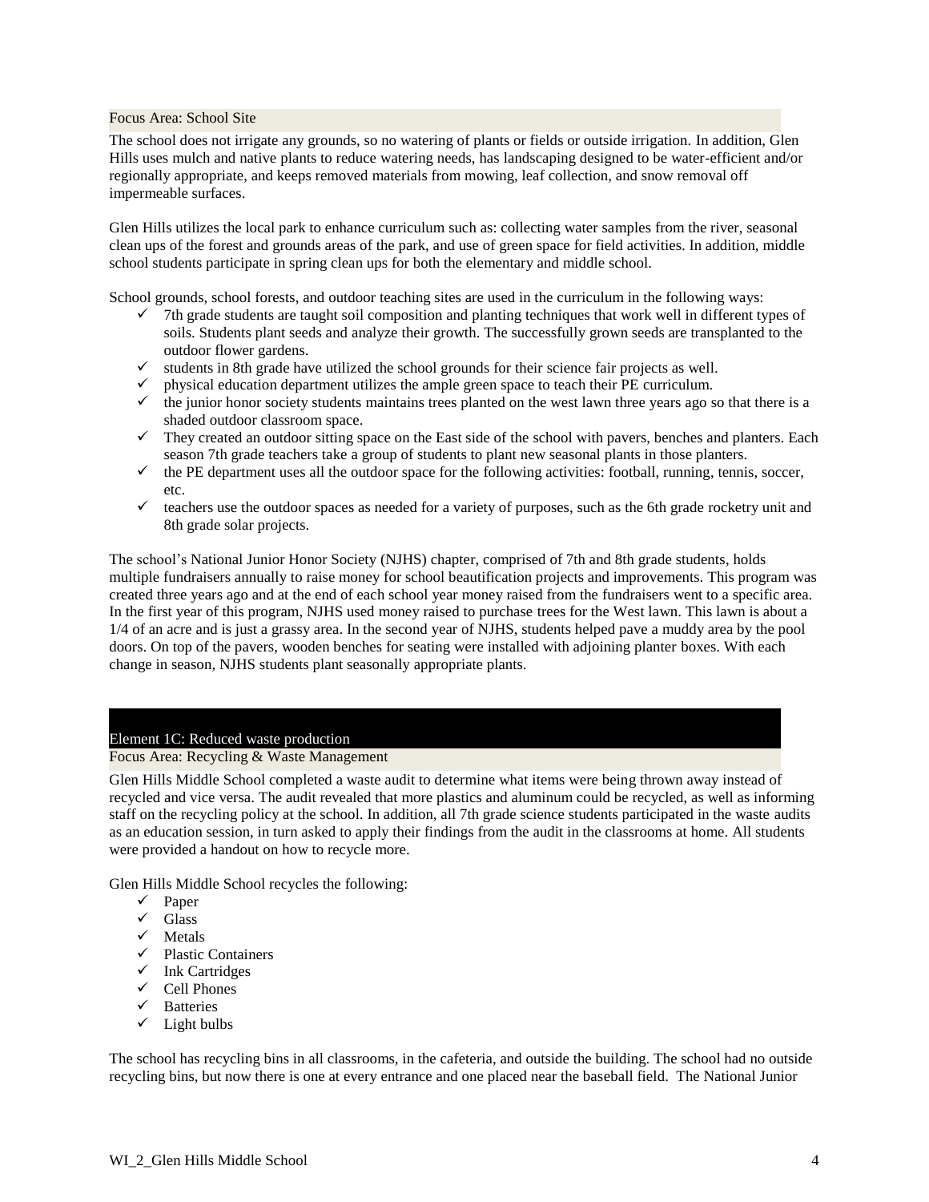### Focus Area: School Site

The school does not irrigate any grounds, so no watering of plants or fields or outside irrigation. In addition, Glen Hills uses mulch and native plants to reduce watering needs, has landscaping designed to be water-efficient and/or regionally appropriate, and keeps removed materials from mowing, leaf collection, and snow removal off impermeable surfaces.

Glen Hills utilizes the local park to enhance curriculum such as: collecting water samples from the river, seasonal clean ups of the forest and grounds areas of the park, and use of green space for field activities. In addition, middle school students participate in spring clean ups for both the elementary and middle school.

School grounds, school forests, and outdoor teaching sites are used in the curriculum in the following ways:

- ✓ 7th grade students are taught soil composition and planting techniques that work well in different types of soils. Students plant seeds and analyze their growth. The successfully grown seeds are transplanted to the outdoor flower gardens.
- ✓ students in 8th grade have utilized the school grounds for their science fair projects as well.
- ✓ physical education department utilizes the ample green space to teach their PE curriculum.
- ✓ the junior honor society students maintains trees planted on the west lawn three years ago so that there is a shaded outdoor classroom space.
- ✓ They created an outdoor sitting space on the East side of the school with pavers, benches and planters. Each season 7th grade teachers take a group of students to plant new seasonal plants in those planters.
- ✓ the PE department uses all the outdoor space for the following activities: football, running, tennis, soccer, etc.
- ✓ teachers use the outdoor spaces as needed for a variety of purposes, such as the 6th grade rocketry unit and 8th grade solar projects.

The school's National Junior Honor Society (NJHS) chapter, comprised of 7th and 8th grade students, holds multiple fundraisers annually to raise money for school beautification projects and improvements. This program was created three years ago and at the end of each school year money raised from the fundraisers went to a specific area. In the first year of this program, NJHS used money raised to purchase trees for the West lawn. This lawn is about a 1/4 of an acre and is just a grassy area. In the second year of NJHS, students helped pave a muddy area by the pool doors. On top of the pavers, wooden benches for seating were installed with adjoining planter boxes. With each change in season, NJHS students plant seasonally appropriate plants.

## Element 1C: Reduced waste production

### Focus Area: Recycling & Waste Management

Glen Hills Middle School completed a waste audit to determine what items were being thrown away instead of recycled and vice versa. The audit revealed that more plastics and aluminum could be recycled, as well as informing staff on the recycling policy at the school. In addition, all 7th grade science students participated in the waste audits as an education session, in turn asked to apply their findings from the audit in the classrooms at home. All students were provided a handout on how to recycle more.

Glen Hills Middle School recycles the following:

- ✓ Paper
- ✓ Glass
- ✓ Metals
- ✓ Plastic Containers
- ✓ Ink Cartridges
- ✓ Cell Phones
- ✓ Batteries
- ✓ Light bulbs

The school has recycling bins in all classrooms, in the cafeteria, and outside the building. The school had no outside recycling bins, but now there is one at every entrance and one placed near the baseball field. The National Junior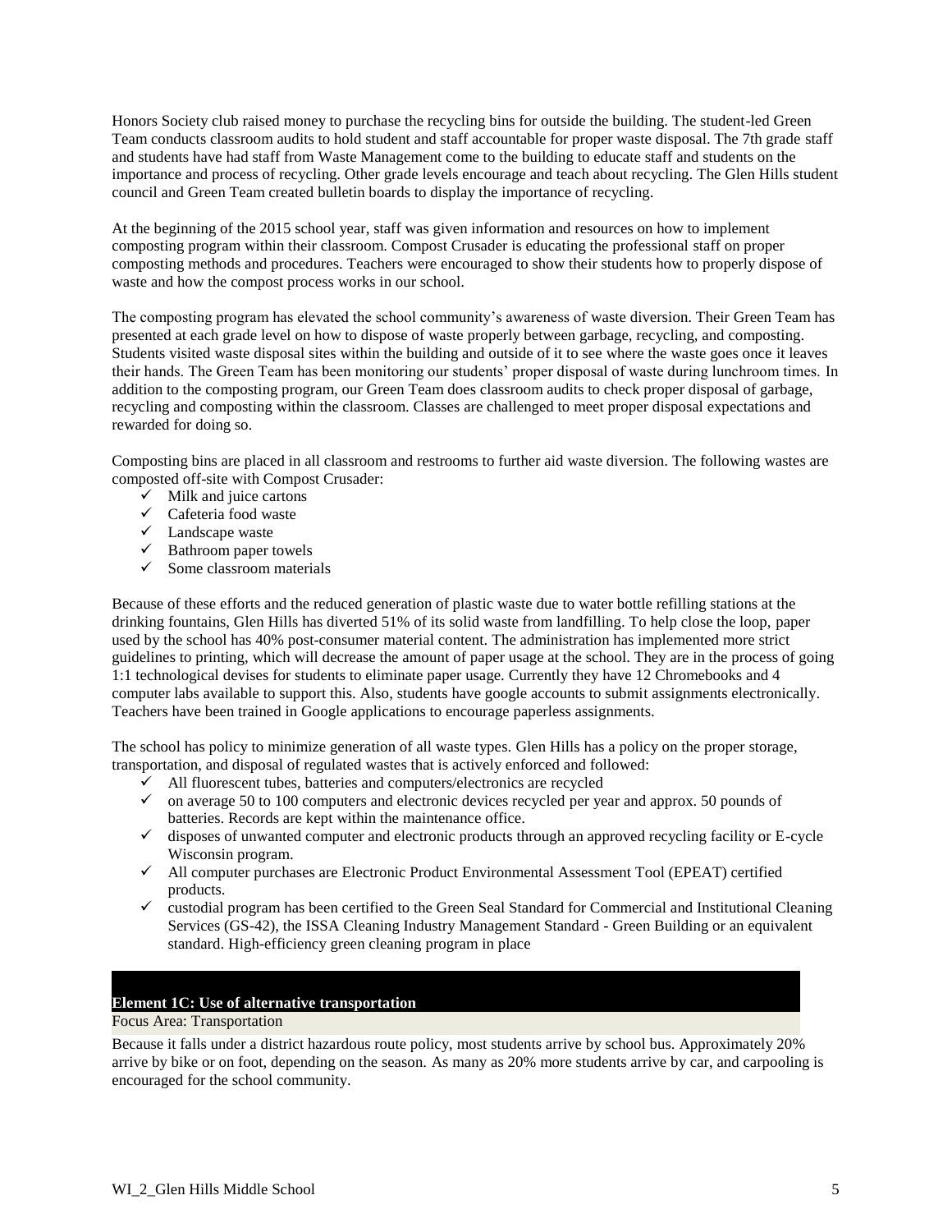Honors Society club raised money to purchase the recycling bins for outside the building. The student-led Green Team conducts classroom audits to hold student and staff accountable for proper waste disposal. The 7th grade staff and students have had staff from Waste Management come to the building to educate staff and students on the importance and process of recycling. Other grade levels encourage and teach about recycling. The Glen Hills student council and Green Team created bulletin boards to display the importance of recycling.

At the beginning of the 2015 school year, staff was given information and resources on how to implement composting program within their classroom. Compost Crusader is educating the professional staff on proper composting methods and procedures. Teachers were encouraged to show their students how to properly dispose of waste and how the compost process works in our school.

The composting program has elevated the school community's awareness of waste diversion. Their Green Team has presented at each grade level on how to dispose of waste properly between garbage, recycling, and composting. Students visited waste disposal sites within the building and outside of it to see where the waste goes once it leaves their hands. The Green Team has been monitoring our students' proper disposal of waste during lunchroom times. In addition to the composting program, our Green Team does classroom audits to check proper disposal of garbage, recycling and composting within the classroom. Classes are challenged to meet proper disposal expectations and rewarded for doing so.

Composting bins are placed in all classroom and restrooms to further aid waste diversion. The following wastes are composted off-site with Compost Crusader:

- ✓ Milk and juice cartons
- ✓ Cafeteria food waste
- ✓ Landscape waste
- ✓ Bathroom paper towels
- ✓ Some classroom materials

Because of these efforts and the reduced generation of plastic waste due to water bottle refilling stations at the drinking fountains, Glen Hills has diverted 51% of its solid waste from landfilling. To help close the loop, paper used by the school has 40% post-consumer material content. The administration has implemented more strict guidelines to printing, which will decrease the amount of paper usage at the school. They are in the process of going 1:1 technological devises for students to eliminate paper usage. Currently they have 12 Chromebooks and 4 computer labs available to support this. Also, students have google accounts to submit assignments electronically. Teachers have been trained in Google applications to encourage paperless assignments.

The school has policy to minimize generation of all waste types. Glen Hills has a policy on the proper storage, transportation, and disposal of regulated wastes that is actively enforced and followed:

- ✓ All fluorescent tubes, batteries and computers/electronics are recycled
- ✓ on average 50 to 100 computers and electronic devices recycled per year and approx. 50 pounds of batteries. Records are kept within the maintenance office.
- ✓ disposes of unwanted computer and electronic products through an approved recycling facility or E-cycle Wisconsin program.
- ✓ All computer purchases are Electronic Product Environmental Assessment Tool (EPEAT) certified products.
- ✓ custodial program has been certified to the Green Seal Standard for Commercial and Institutional Cleaning Services (GS-42), the ISSA Cleaning Industry Management Standard - Green Building or an equivalent standard. High-efficiency green cleaning program in place

## Element 1C: Use of alternative transportation

Focus Area: Transportation

Because it falls under a district hazardous route policy, most students arrive by school bus. Approximately 20% arrive by bike or on foot, depending on the season. As many as 20% more students arrive by car, and carpooling is encouraged for the school community.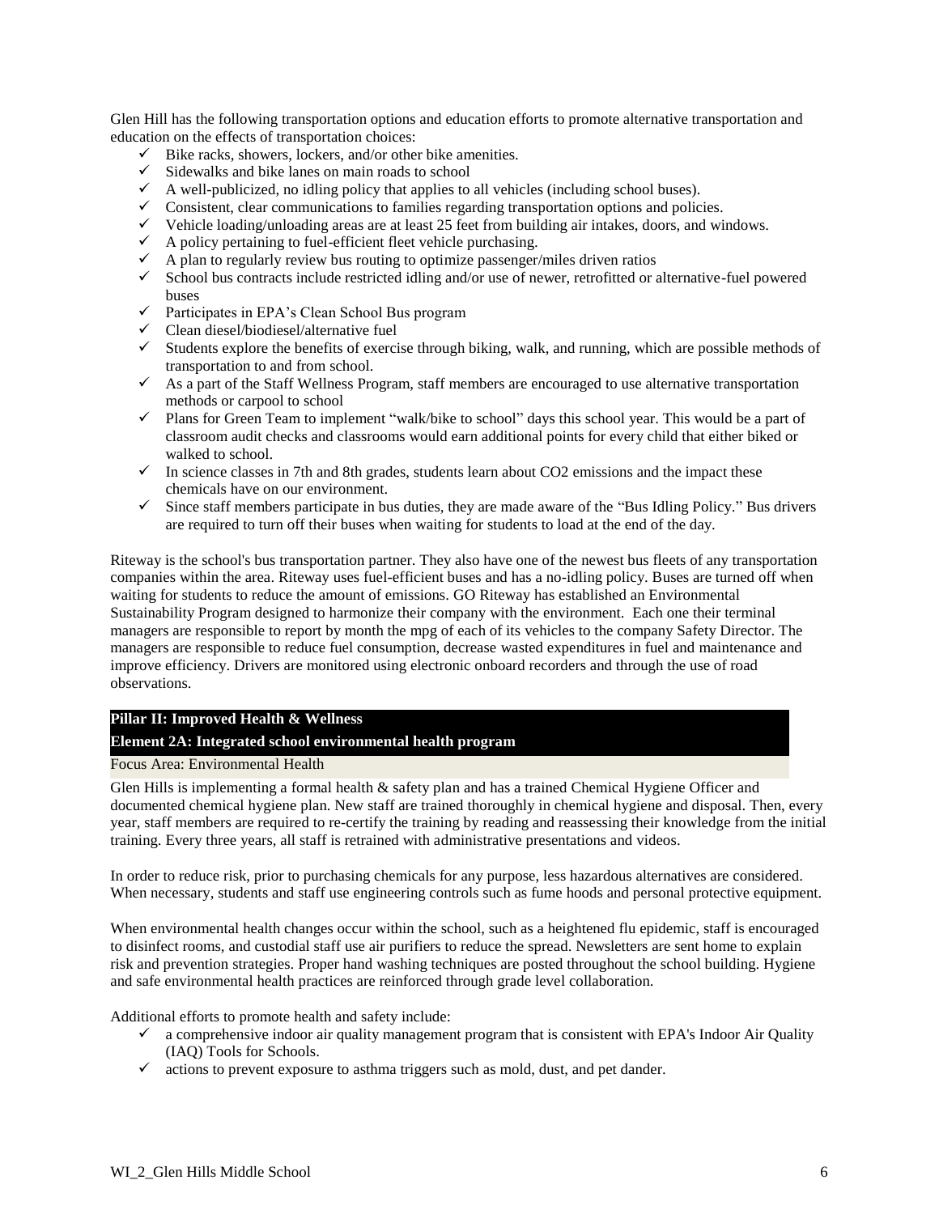Glen Hill has the following transportation options and education efforts to promote alternative transportation and education on the effects of transportation choices:

- ✓ Bike racks, showers, lockers, and/or other bike amenities.
- ✓ Sidewalks and bike lanes on main roads to school
- ✓ A well-publicized, no idling policy that applies to all vehicles (including school buses).
- ✓ Consistent, clear communications to families regarding transportation options and policies.
- ✓ Vehicle loading/unloading areas are at least 25 feet from building air intakes, doors, and windows.
- ✓ A policy pertaining to fuel-efficient fleet vehicle purchasing.
- ✓ A plan to regularly review bus routing to optimize passenger/miles driven ratios
- ✓ School bus contracts include restricted idling and/or use of newer, retrofitted or alternative-fuel powered buses
- ✓ Participates in EPA's Clean School Bus program
- ✓ Clean diesel/biodiesel/alternative fuel
- ✓ Students explore the benefits of exercise through biking, walk, and running, which are possible methods of transportation to and from school.
- ✓ As a part of the Staff Wellness Program, staff members are encouraged to use alternative transportation methods or carpool to school
- ✓ Plans for Green Team to implement "walk/bike to school" days this school year. This would be a part of classroom audit checks and classrooms would earn additional points for every child that either biked or walked to school.
- ✓ In science classes in 7th and 8th grades, students learn about $CO_2$ emissions and the impact these chemicals have on our environment.
- ✓ Since staff members participate in bus duties, they are made aware of the "Bus Idling Policy." Bus drivers are required to turn off their buses when waiting for students to load at the end of the day.

Riteway is the school's bus transportation partner. They also have one of the newest bus fleets of any transportation companies within the area. Riteway uses fuel-efficient buses and has a no-idling policy. Buses are turned off when waiting for students to reduce the amount of emissions. GO Riteway has established an Environmental Sustainability Program designed to harmonize their company with the environment. Each one their terminal managers are responsible to report by month the mpg of each of its vehicles to the company Safety Director. The managers are responsible to reduce fuel consumption, decrease wasted expenditures in fuel and maintenance and improve efficiency. Drivers are monitored using electronic onboard recorders and through the use of road observations.

## Pillar II: Improved Health & Wellness

### Element 2A: Integrated school environmental health program

Focus Area: Environmental Health

Glen Hills is implementing a formal health & safety plan and has a trained Chemical Hygiene Officer and documented chemical hygiene plan. New staff are trained thoroughly in chemical hygiene and disposal. Then, every year, staff members are required to re-certify the training by reading and reassessing their knowledge from the initial training. Every three years, all staff is retrained with administrative presentations and videos.

In order to reduce risk, prior to purchasing chemicals for any purpose, less hazardous alternatives are considered. When necessary, students and staff use engineering controls such as fume hoods and personal protective equipment.

When environmental health changes occur within the school, such as a heightened flu epidemic, staff is encouraged to disinfect rooms, and custodial staff use air purifiers to reduce the spread. Newsletters are sent home to explain risk and prevention strategies. Proper hand washing techniques are posted throughout the school building. Hygiene and safe environmental health practices are reinforced through grade level collaboration.

Additional efforts to promote health and safety include:

- ✓ a comprehensive indoor air quality management program that is consistent with EPA's Indoor Air Quality (IAQ) Tools for Schools.
- ✓ actions to prevent exposure to asthma triggers such as mold, dust, and pet dander.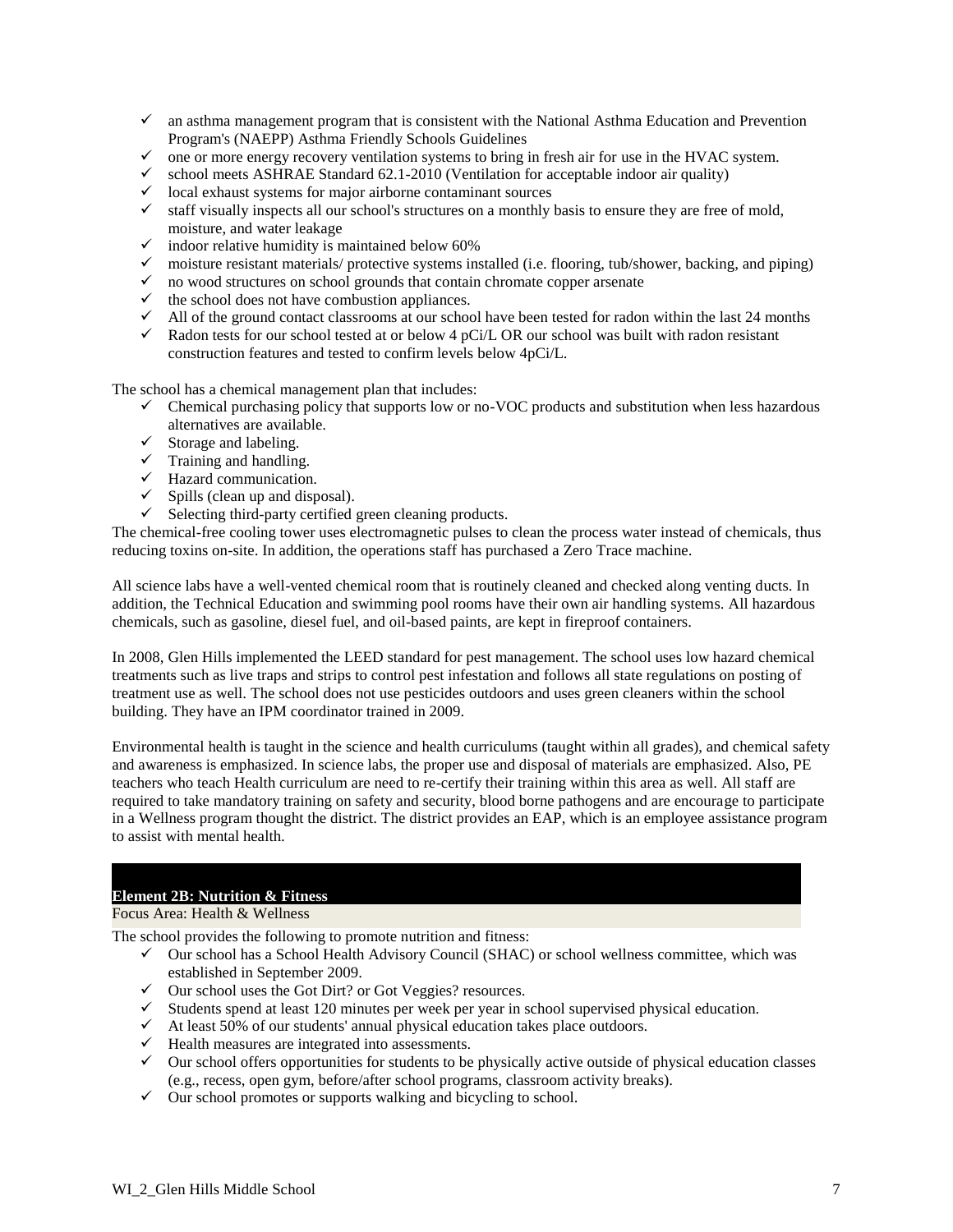- ✓ an asthma management program that is consistent with the National Asthma Education and Prevention Program's (NAEPP) Asthma Friendly Schools Guidelines
- ✓ one or more energy recovery ventilation systems to bring in fresh air for use in the HVAC system.
- ✓ school meets ASHRAE Standard 62.1-2010 (Ventilation for acceptable indoor air quality)
- ✓ local exhaust systems for major airborne contaminant sources
- ✓ staff visually inspects all our school's structures on a monthly basis to ensure they are free of mold, moisture, and water leakage
- ✓ indoor relative humidity is maintained below 60%
- ✓ moisture resistant materials/ protective systems installed (i.e. flooring, tub/shower, backing, and piping)
- ✓ no wood structures on school grounds that contain chromate copper arsenate
- ✓ the school does not have combustion appliances.
- ✓ All of the ground contact classrooms at our school have been tested for radon within the last 24 months
- ✓ Radon tests for our school tested at or below 4 pCi/L OR our school was built with radon resistant construction features and tested to confirm levels below 4pCi/L.

The school has a chemical management plan that includes:

- ✓ Chemical purchasing policy that supports low or no-VOC products and substitution when less hazardous alternatives are available.
- ✓ Storage and labeling.
- ✓ Training and handling.
- ✓ Hazard communication.
- ✓ Spills (clean up and disposal).
- ✓ Selecting third-party certified green cleaning products.

The chemical-free cooling tower uses electromagnetic pulses to clean the process water instead of chemicals, thus reducing toxins on-site. In addition, the operations staff has purchased a Zero Trace machine.

All science labs have a well-vented chemical room that is routinely cleaned and checked along venting ducts. In addition, the Technical Education and swimming pool rooms have their own air handling systems. All hazardous chemicals, such as gasoline, diesel fuel, and oil-based paints, are kept in fireproof containers.

In 2008, Glen Hills implemented the LEED standard for pest management. The school uses low hazard chemical treatments such as live traps and strips to control pest infestation and follows all state regulations on posting of treatment use as well. The school does not use pesticides outdoors and uses green cleaners within the school building. They have an IPM coordinator trained in 2009.

Environmental health is taught in the science and health curriculums (taught within all grades), and chemical safety and awareness is emphasized. In science labs, the proper use and disposal of materials are emphasized. Also, PE teachers who teach Health curriculum are need to re-certify their training within this area as well. All staff are required to take mandatory training on safety and security, blood borne pathogens and are encourage to participate in a Wellness program thought the district. The district provides an EAP, which is an employee assistance program to assist with mental health.

## Element 2B: Nutrition & Fitness

Focus Area: Health & Wellness

The school provides the following to promote nutrition and fitness:

- ✓ Our school has a School Health Advisory Council (SHAC) or school wellness committee, which was established in September 2009.
- ✓ Our school uses the Got Dirt? or Got Veggies? resources.
- ✓ Students spend at least 120 minutes per week per year in school supervised physical education.
- ✓ At least 50% of our students' annual physical education takes place outdoors.
- ✓ Health measures are integrated into assessments.
- ✓ Our school offers opportunities for students to be physically active outside of physical education classes (e.g., recess, open gym, before/after school programs, classroom activity breaks).
- ✓ Our school promotes or supports walking and bicycling to school.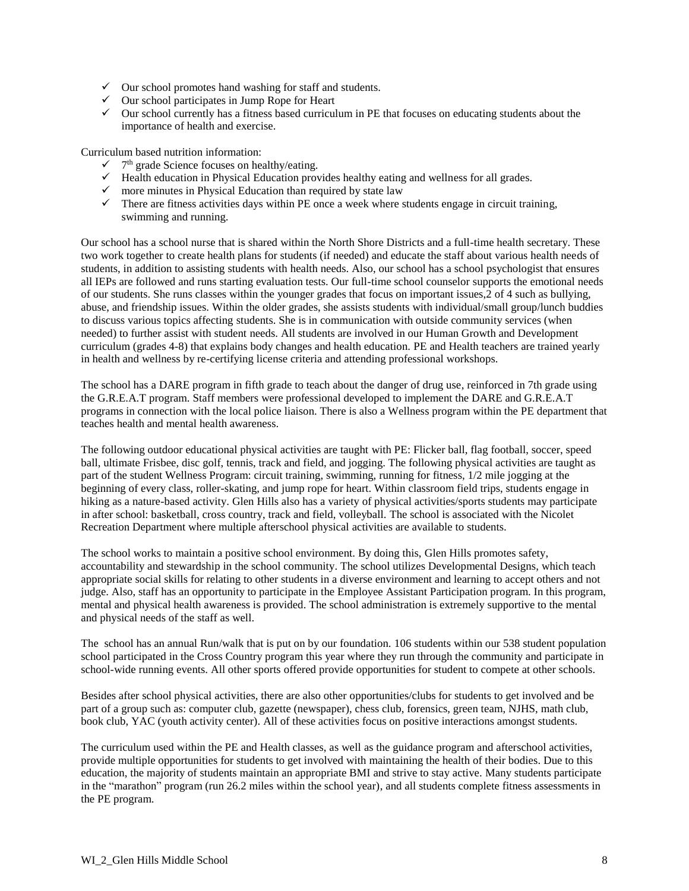- ✓ Our school promotes hand washing for staff and students.
- ✓ Our school participates in Jump Rope for Heart
- ✓ Our school currently has a fitness based curriculum in PE that focuses on educating students about the importance of health and exercise.

Curriculum based nutrition information:

- ✓ 7th grade Science focuses on healthy/eating.
- ✓ Health education in Physical Education provides healthy eating and wellness for all grades.
- ✓ more minutes in Physical Education than required by state law
- ✓ There are fitness activities days within PE once a week where students engage in circuit training, swimming and running.

Our school has a school nurse that is shared within the North Shore Districts and a full-time health secretary. These two work together to create health plans for students (if needed) and educate the staff about various health needs of students, in addition to assisting students with health needs. Also, our school has a school psychologist that ensures all IEPs are followed and runs starting evaluation tests. Our full-time school counselor supports the emotional needs of our students. She runs classes within the younger grades that focus on important issues,2 of 4 such as bullying, abuse, and friendship issues. Within the older grades, she assists students with individual/small group/lunch buddies to discuss various topics affecting students. She is in communication with outside community services (when needed) to further assist with student needs. All students are involved in our Human Growth and Development curriculum (grades 4-8) that explains body changes and health education. PE and Health teachers are trained yearly in health and wellness by re-certifying license criteria and attending professional workshops.

The school has a DARE program in fifth grade to teach about the danger of drug use, reinforced in 7th grade using the G.R.E.A.T program. Staff members were professional developed to implement the DARE and G.R.E.A.T programs in connection with the local police liaison. There is also a Wellness program within the PE department that teaches health and mental health awareness.

The following outdoor educational physical activities are taught with PE: Flicker ball, flag football, soccer, speed ball, ultimate Frisbee, disc golf, tennis, track and field, and jogging. The following physical activities are taught as part of the student Wellness Program: circuit training, swimming, running for fitness, 1/2 mile jogging at the beginning of every class, roller-skating, and jump rope for heart. Within classroom field trips, students engage in hiking as a nature-based activity. Glen Hills also has a variety of physical activities/sports students may participate in after school: basketball, cross country, track and field, volleyball. The school is associated with the Nicolet Recreation Department where multiple afterschool physical activities are available to students.

The school works to maintain a positive school environment. By doing this, Glen Hills promotes safety, accountability and stewardship in the school community. The school utilizes Developmental Designs, which teach appropriate social skills for relating to other students in a diverse environment and learning to accept others and not judge. Also, staff has an opportunity to participate in the Employee Assistant Participation program. In this program, mental and physical health awareness is provided. The school administration is extremely supportive to the mental and physical needs of the staff as well.

The school has an annual Run/walk that is put on by our foundation. 106 students within our 538 student population school participated in the Cross Country program this year where they run through the community and participate in school-wide running events. All other sports offered provide opportunities for student to compete at other schools.

Besides after school physical activities, there are also other opportunities/clubs for students to get involved and be part of a group such as: computer club, gazette (newspaper), chess club, forensics, green team, NJHS, math club, book club, YAC (youth activity center). All of these activities focus on positive interactions amongst students.

The curriculum used within the PE and Health classes, as well as the guidance program and afterschool activities, provide multiple opportunities for students to get involved with maintaining the health of their bodies. Due to this education, the majority of students maintain an appropriate BMI and strive to stay active. Many students participate in the "marathon" program (run 26.2 miles within the school year), and all students complete fitness assessments in the PE program.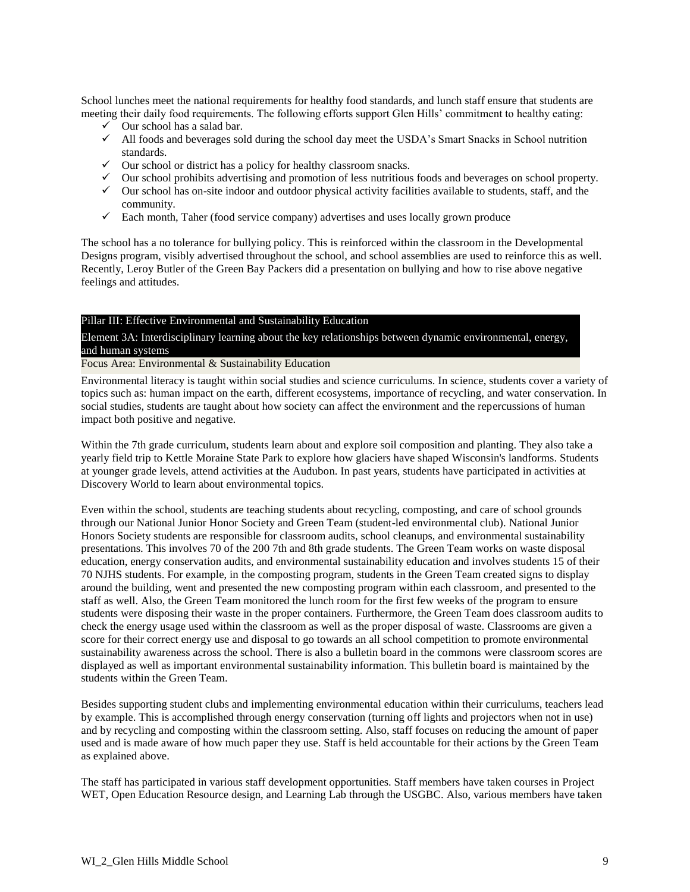School lunches meet the national requirements for healthy food standards, and lunch staff ensure that students are meeting their daily food requirements. The following efforts support Glen Hills' commitment to healthy eating:

- ✓ Our school has a salad bar.
- ✓ All foods and beverages sold during the school day meet the USDA's Smart Snacks in School nutrition standards.
- ✓ Our school or district has a policy for healthy classroom snacks.
- ✓ Our school prohibits advertising and promotion of less nutritious foods and beverages on school property.
- ✓ Our school has on-site indoor and outdoor physical activity facilities available to students, staff, and the community.
- ✓ Each month, Taher (food service company) advertises and uses locally grown produce

The school has a no tolerance for bullying policy. This is reinforced within the classroom in the Developmental Designs program, visibly advertised throughout the school, and school assemblies are used to reinforce this as well. Recently, Leroy Butler of the Green Bay Packers did a presentation on bullying and how to rise above negative feelings and attitudes.

## Pillar III: Effective Environmental and Sustainability Education

### Element 3A: Interdisciplinary learning about the key relationships between dynamic environmental, energy, and human systems

**Focus Area: Environmental & Sustainability Education**

Environmental literacy is taught within social studies and science curriculums. In science, students cover a variety of topics such as: human impact on the earth, different ecosystems, importance of recycling, and water conservation. In social studies, students are taught about how society can affect the environment and the repercussions of human impact both positive and negative.

Within the 7th grade curriculum, students learn about and explore soil composition and planting. They also take a yearly field trip to Kettle Moraine State Park to explore how glaciers have shaped Wisconsin's landforms. Students at younger grade levels, attend activities at the Audubon. In past years, students have participated in activities at Discovery World to learn about environmental topics.

Even within the school, students are teaching students about recycling, composting, and care of school grounds through our National Junior Honor Society and Green Team (student-led environmental club). National Junior Honors Society students are responsible for classroom audits, school cleanups, and environmental sustainability presentations. This involves 70 of the 200 7th and 8th grade students. The Green Team works on waste disposal education, energy conservation audits, and environmental sustainability education and involves students 15 of their 70 NJHS students. For example, in the composting program, students in the Green Team created signs to display around the building, went and presented the new composting program within each classroom, and presented to the staff as well. Also, the Green Team monitored the lunch room for the first few weeks of the program to ensure students were disposing their waste in the proper containers. Furthermore, the Green Team does classroom audits to check the energy usage used within the classroom as well as the proper disposal of waste. Classrooms are given a score for their correct energy use and disposal to go towards an all school competition to promote environmental sustainability awareness across the school. There is also a bulletin board in the commons were classroom scores are displayed as well as important environmental sustainability information. This bulletin board is maintained by the students within the Green Team.

Besides supporting student clubs and implementing environmental education within their curriculums, teachers lead by example. This is accomplished through energy conservation (turning off lights and projectors when not in use) and by recycling and composting within the classroom setting. Also, staff focuses on reducing the amount of paper used and is made aware of how much paper they use. Staff is held accountable for their actions by the Green Team as explained above.

The staff has participated in various staff development opportunities. Staff members have taken courses in Project WET, Open Education Resource design, and Learning Lab through the USGBC. Also, various members have taken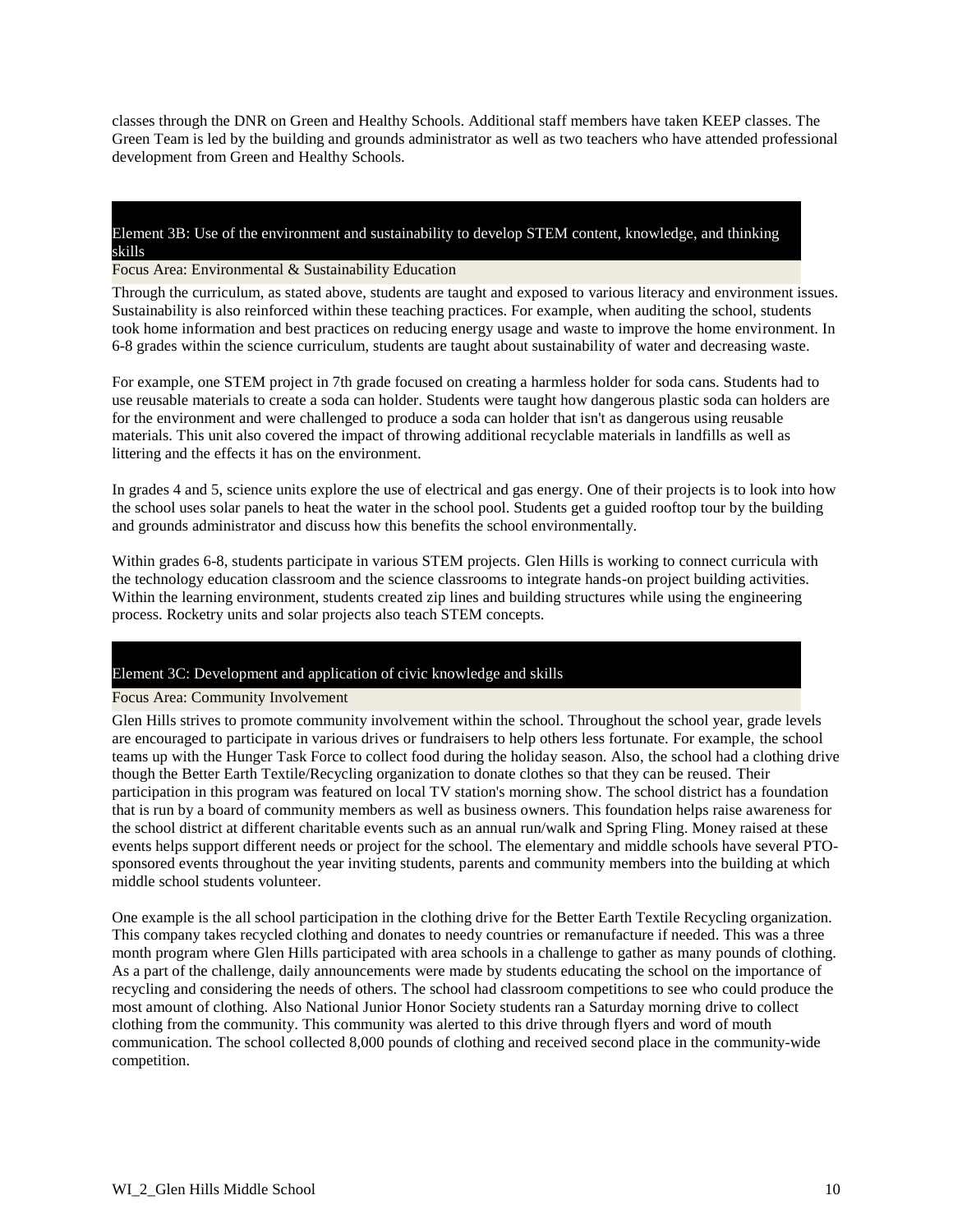classes through the DNR on Green and Healthy Schools. Additional staff members have taken KEEP classes. The Green Team is led by the building and grounds administrator as well as two teachers who have attended professional development from Green and Healthy Schools.

## Element 3B: Use of the environment and sustainability to develop STEM content, knowledge, and thinking skills

Focus Area: Environmental & Sustainability Education

Through the curriculum, as stated above, students are taught and exposed to various literacy and environment issues. Sustainability is also reinforced within these teaching practices. For example, when auditing the school, students took home information and best practices on reducing energy usage and waste to improve the home environment. In 6-8 grades within the science curriculum, students are taught about sustainability of water and decreasing waste.

For example, one STEM project in 7th grade focused on creating a harmless holder for soda cans. Students had to use reusable materials to create a soda can holder. Students were taught how dangerous plastic soda can holders are for the environment and were challenged to produce a soda can holder that isn't as dangerous using reusable materials. This unit also covered the impact of throwing additional recyclable materials in landfills as well as littering and the effects it has on the environment.

In grades 4 and 5, science units explore the use of electrical and gas energy. One of their projects is to look into how the school uses solar panels to heat the water in the school pool. Students get a guided rooftop tour by the building and grounds administrator and discuss how this benefits the school environmentally.

Within grades 6-8, students participate in various STEM projects. Glen Hills is working to connect curricula with the technology education classroom and the science classrooms to integrate hands-on project building activities. Within the learning environment, students created zip lines and building structures while using the engineering process. Rocketry units and solar projects also teach STEM concepts.

## Element 3C: Development and application of civic knowledge and skills

Focus Area: Community Involvement

Glen Hills strives to promote community involvement within the school. Throughout the school year, grade levels are encouraged to participate in various drives or fundraisers to help others less fortunate. For example, the school teams up with the Hunger Task Force to collect food during the holiday season. Also, the school had a clothing drive though the Better Earth Textile/Recycling organization to donate clothes so that they can be reused. Their participation in this program was featured on local TV station's morning show. The school district has a foundation that is run by a board of community members as well as business owners. This foundation helps raise awareness for the school district at different charitable events such as an annual run/walk and Spring Fling. Money raised at these events helps support different needs or project for the school. The elementary and middle schools have several PTO-sponsored events throughout the year inviting students, parents and community members into the building at which middle school students volunteer.

One example is the all school participation in the clothing drive for the Better Earth Textile Recycling organization. This company takes recycled clothing and donates to needy countries or remanufacture if needed. This was a three month program where Glen Hills participated with area schools in a challenge to gather as many pounds of clothing. As a part of the challenge, daily announcements were made by students educating the school on the importance of recycling and considering the needs of others. The school had classroom competitions to see who could produce the most amount of clothing. Also National Junior Honor Society students ran a Saturday morning drive to collect clothing from the community. This community was alerted to this drive through flyers and word of mouth communication. The school collected 8,000 pounds of clothing and received second place in the community-wide competition.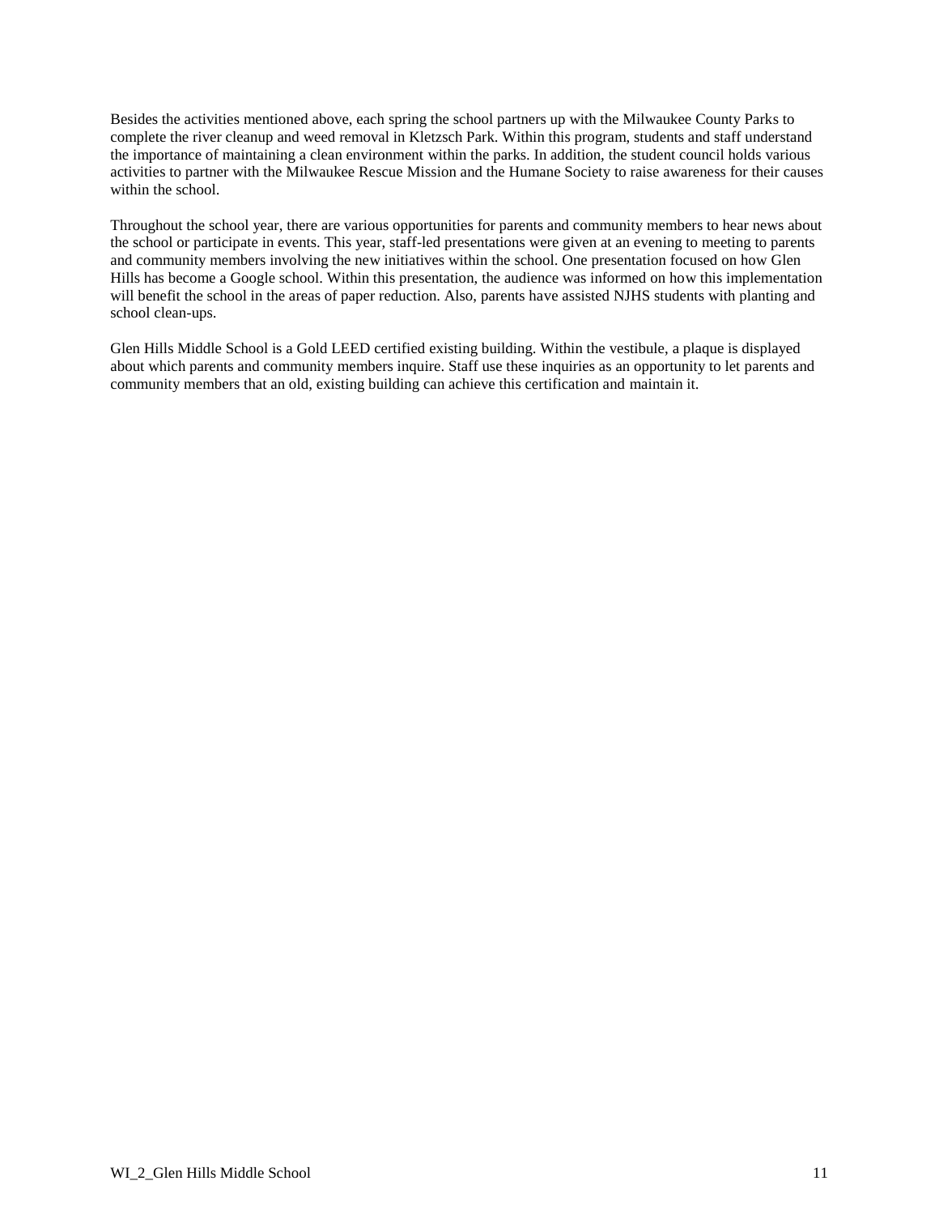Besides the activities mentioned above, each spring the school partners up with the Milwaukee County Parks to complete the river cleanup and weed removal in Kletzsch Park. Within this program, students and staff understand the importance of maintaining a clean environment within the parks. In addition, the student council holds various activities to partner with the Milwaukee Rescue Mission and the Humane Society to raise awareness for their causes within the school.

Throughout the school year, there are various opportunities for parents and community members to hear news about the school or participate in events. This year, staff-led presentations were given at an evening to meeting to parents and community members involving the new initiatives within the school. One presentation focused on how Glen Hills has become a Google school. Within this presentation, the audience was informed on how this implementation will benefit the school in the areas of paper reduction. Also, parents have assisted NJHS students with planting and school clean-ups.

Glen Hills Middle School is a Gold LEED certified existing building. Within the vestibule, a plaque is displayed about which parents and community members inquire. Staff use these inquiries as an opportunity to let parents and community members that an old, existing building can achieve this certification and maintain it.